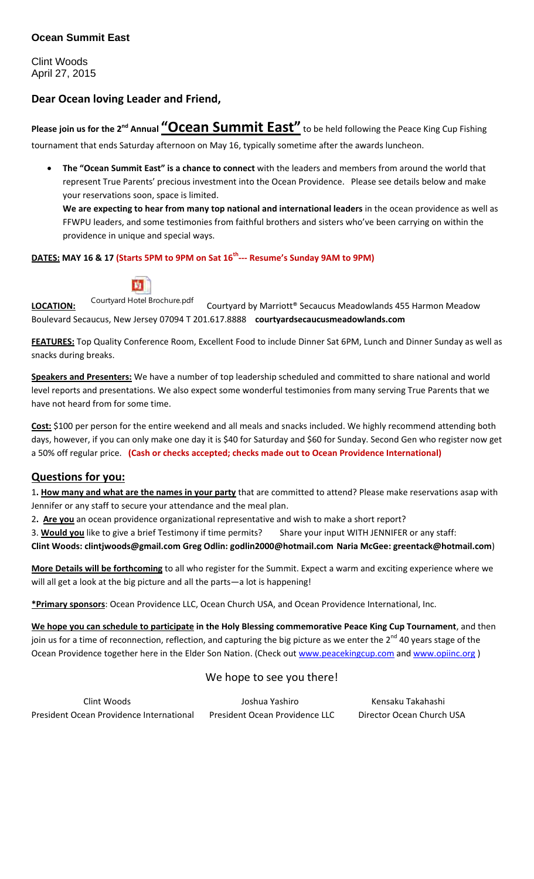**Ocean Summit East**

Clint Woods
April 27, 2015

## Dear Ocean loving Leader and Friend,

**Please join us for the 2nd Annual "Ocean Summit East"** to be held following the Peace King Cup Fishing tournament that ends Saturday afternoon on May 16, typically sometime after the awards luncheon.

- **The "Ocean Summit East" is a chance to connect** with the leaders and members from around the world that represent True Parents' precious investment into the Ocean Providence. Please see details below and make your reservations soon, space is limited.

  **We are expecting to hear from many top national and international leaders** in the ocean providence as well as FFWPU leaders, and some testimonies from faithful brothers and sisters who've been carrying on within the providence in unique and special ways.

**DATES: MAY 16 & 17 (Starts 5PM to 9PM on Sat 16th--- Resume's Sunday 9AM to 9PM)**

Courtyard Hotel Brochure.pdf

**LOCATION:** Courtyard by Marriott® Secaucus Meadowlands 455 Harmon Meadow Boulevard Secaucus, New Jersey 07094 T 201.617.8888 **courtyardsecaucusmeadowlands.com**

**FEATURES:** Top Quality Conference Room, Excellent Food to include Dinner Sat 6PM, Lunch and Dinner Sunday as well as snacks during breaks.

**Speakers and Presenters:** We have a number of top leadership scheduled and committed to share national and world level reports and presentations. We also expect some wonderful testimonies from many serving True Parents that we have not heard from for some time.

**Cost:** $100 per person for the entire weekend and all meals and snacks included. We highly recommend attending both days, however, if you can only make one day it is $40 for Saturday and $60 for Sunday. Second Gen who register now get a 50% off regular price. **(Cash or checks accepted; checks made out to Ocean Providence International)**

## Questions for you:

1. **How many and what are the names in your party** that are committed to attend? Please make reservations asap with Jennifer or any staff to secure your attendance and the meal plan.
2. **Are you** an ocean providence organizational representative and wish to make a short report?
3. **Would you** like to give a brief Testimony if time permits? Share your input WITH JENNIFER or any staff:

**Clint Woods: clintjwoods@gmail.com Greg Odlin: godlin2000@hotmail.com Naria McGee: greentack@hotmail.com**)

**More Details will be forthcoming** to all who register for the Summit. Expect a warm and exciting experience where we will all get a look at the big picture and all the parts—a lot is happening!

**\*Primary sponsors**: Ocean Providence LLC, Ocean Church USA, and Ocean Providence International, Inc.

**We hope you can schedule to participate in the Holy Blessing commemorative Peace King Cup Tournament**, and then join us for a time of reconnection, reflection, and capturing the big picture as we enter the 2nd 40 years stage of the Ocean Providence together here in the Elder Son Nation. (Check out www.peacekingcup.com and www.opiinc.org )

We hope to see you there!

| Clint Woods | Joshua Yashiro | Kensaku Takahashi |
|---|---|---|
| President Ocean Providence International | President Ocean Providence LLC | Director Ocean Church USA |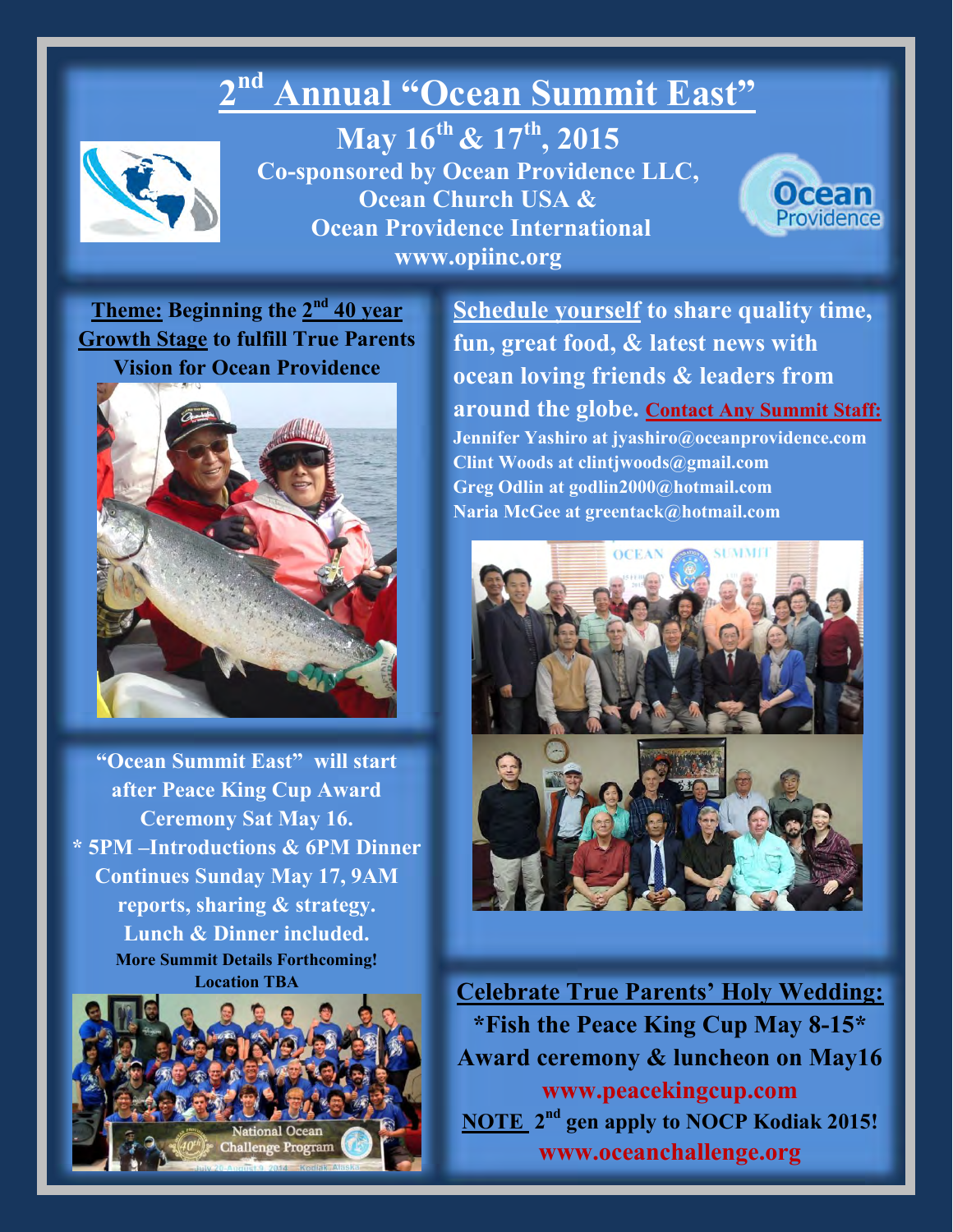# 2nd Annual "Ocean Summit East"

## May 16th & 17th, 2015

**Co-sponsored by Ocean Provider LLC, Ocean Church USA & Ocean Providence International**

**www.opiinc.org**

**Theme: Beginning the 2nd 40 year Growth Stage to fulfill True Parents Vision for Ocean Providence**

**Schedule yourself to share quality time, fun, great food, & latest news with ocean loving friends & leaders from around the globe. Contact Any Summit Staff:**

- Jennifer Yashiro at jyashiro@oceanprovidence.com
- Clint Woods at clintjwoods@gmail.com
- Greg Odlin at godlin2000@hotmail.com
- Naria McGee at greentack@hotmail.com

**"Ocean Summit East" will start after Peace King Cup Award Ceremony Sat May 16.**
**\* 5PM –Introductions & 6PM Dinner**
**Continues Sunday May 17, 9AM reports, sharing & strategy.**
**Lunch & Dinner included.**
**More Summit Details Forthcoming!**
**Location TBA**

**Celebrate True Parents' Holy Wedding:**
**\*Fish the Peace King Cup May 8-15\***
**Award ceremony & luncheon on May16**
**www.peacekingcup.com**
**NOTE 2nd gen apply to NOCP Kodiak 2015!**
**www.oceanchallenge.org**